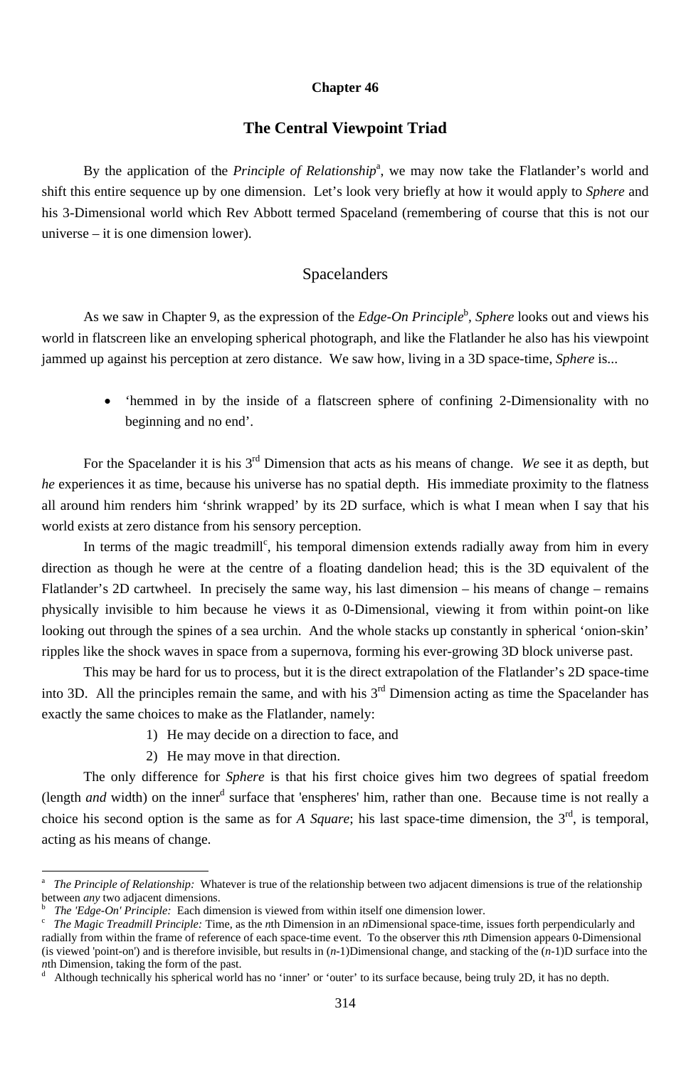# Chapter 46

## The Central Viewpoint Triad

By the application of the *Principle of Relationship*[a], we may now take the Flatlander's world and shift this entire sequence up by one dimension. Let's look very briefly at how it would apply to *Sphere* and his 3-Dimensional world which Rev Abbott termed Spaceland (remembering of course that this is not our universe – it is one dimension lower).

### Spacelanders

As we saw in Chapter 9, as the expression of the *Edge-On Principle*[b], *Sphere* looks out and views his world in flatscreen like an enveloping spherical photograph, and like the Flatlander he also has his viewpoint jammed up against his perception at zero distance. We saw how, living in a 3D space-time, *Sphere* is...

- 'hemmed in by the inside of a flatscreen sphere of confining 2-Dimensionality with no beginning and no end'.

For the Spacelander it is his 3rd Dimension that acts as his means of change. *We* see it as depth, but *he* experiences it as time, because his universe has no spatial depth. His immediate proximity to the flatness all around him renders him 'shrink wrapped' by its 2D surface, which is what I mean when I say that his world exists at zero distance from his sensory perception.

In terms of the magic treadmill[c], his temporal dimension extends radially away from him in every direction as though he were at the centre of a floating dandelion head; this is the 3D equivalent of the Flatlander's 2D cartwheel. In precisely the same way, his last dimension – his means of change – remains physically invisible to him because he views it as 0-Dimensional, viewing it from within point-on like looking out through the spines of a sea urchin. And the whole stacks up constantly in spherical 'onion-skin' ripples like the shock waves in space from a supernova, forming his ever-growing 3D block universe past.

This may be hard for us to process, but it is the direct extrapolation of the Flatlander's 2D space-time into 3D. All the principles remain the same, and with his 3rd Dimension acting as time the Spacelander has exactly the same choices to make as the Flatlander, namely:

1) He may decide on a direction to face, and
2) He may move in that direction.

The only difference for *Sphere* is that his first choice gives him two degrees of spatial freedom (length *and* width) on the inner[d] surface that 'enspheres' him, rather than one. Because time is not really a choice his second option is the same as for *A Square*; his last space-time dimension, the 3rd, is temporal, acting as his means of change.

---

[a] *The Principle of Relationship:* Whatever is true of the relationship between two adjacent dimensions is true of the relationship between *any* two adjacent dimensions.

[b] *The 'Edge-On' Principle:* Each dimension is viewed from within itself one dimension lower.

[c] *The Magic Treadmill Principle:* Time, as the *n*th Dimension in an *n*Dimensional space-time, issues forth perpendicularly and radially from within the frame of reference of each space-time event. To the observer this *n*th Dimension appears 0-Dimensional (is viewed 'point-on') and is therefore invisible, but results in (*n*-1)Dimensional change, and stacking of the (*n*-1)D surface into the *n*th Dimension, taking the form of the past.

[d] Although technically his spherical world has no 'inner' or 'outer' to its surface because, being truly 2D, it has no depth.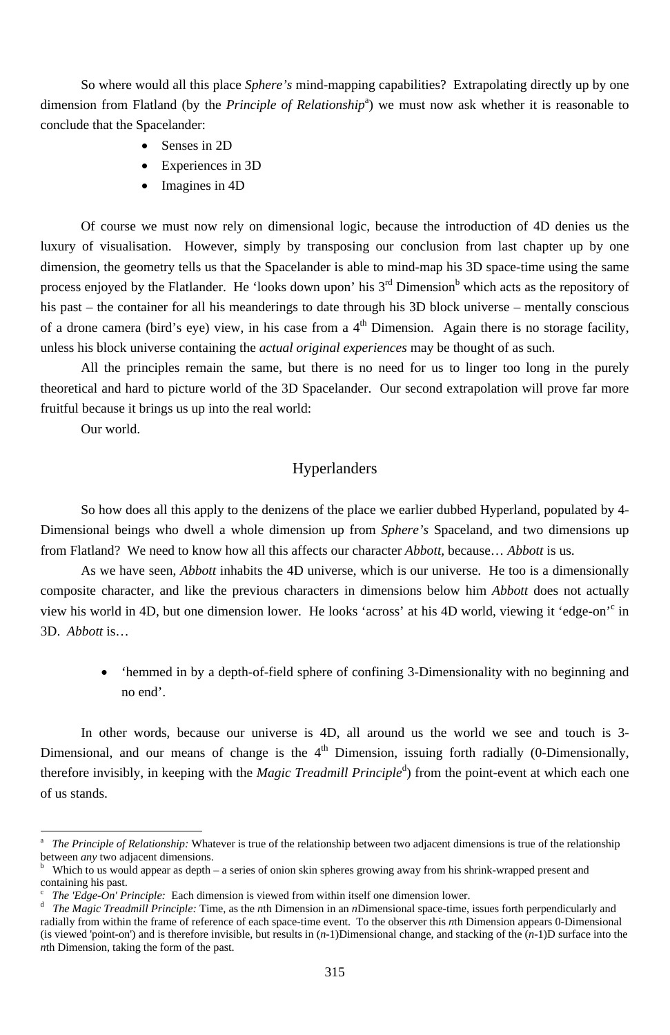So where would all this place *Sphere's* mind-mapping capabilities? Extrapolating directly up by one dimension from Flatland (by the *Principle of Relationship*[a]) we must now ask whether it is reasonable to conclude that the Spacelander:

- Senses in 2D
- Experiences in 3D
- Imagines in 4D

Of course we must now rely on dimensional logic, because the introduction of 4D denies us the luxury of visualisation. However, simply by transposing our conclusion from last chapter up by one dimension, the geometry tells us that the Spacelander is able to mind-map his 3D space-time using the same process enjoyed by the Flatlander. He 'looks down upon' his 3rd Dimension[b] which acts as the repository of his past – the container for all his meanderings to date through his 3D block universe – mentally conscious of a drone camera (bird's eye) view, in his case from a 4th Dimension. Again there is no storage facility, unless his block universe containing the *actual original experiences* may be thought of as such.

All the principles remain the same, but there is no need for us to linger too long in the purely theoretical and hard to picture world of the 3D Spacelander. Our second extrapolation will prove far more fruitful because it brings us up into the real world:

Our world.

## Hyperlanders

So how does all this apply to the denizens of the place we earlier dubbed Hyperland, populated by 4-Dimensional beings who dwell a whole dimension up from *Sphere's* Spaceland, and two dimensions up from Flatland? We need to know how all this affects our character *Abbott,* because… *Abbott* is us.

As we have seen, *Abbott* inhabits the 4D universe, which is our universe. He too is a dimensionally composite character, and like the previous characters in dimensions below him *Abbott* does not actually view his world in 4D, but one dimension lower. He looks 'across' at his 4D world, viewing it 'edge-on'[c] in 3D. *Abbott* is…

- 'hemmed in by a depth-of-field sphere of confining 3-Dimensionality with no beginning and no end'.

In other words, because our universe is 4D, all around us the world we see and touch is 3-Dimensional, and our means of change is the 4th Dimension, issuing forth radially (0-Dimensionally, therefore invisibly, in keeping with the *Magic Treadmill Principle*[d]) from the point-event at which each one of us stands.

---

[a] *The Principle of Relationship:* Whatever is true of the relationship between two adjacent dimensions is true of the relationship between *any* two adjacent dimensions.

[b] Which to us would appear as depth – a series of onion skin spheres growing away from his shrink-wrapped present and containing his past.

[c] *The 'Edge-On' Principle:* Each dimension is viewed from within itself one dimension lower.

[d] *The Magic Treadmill Principle:* Time, as the *n*th Dimension in an *n*Dimensional space-time, issues forth perpendicularly and radially from within the frame of reference of each space-time event. To the observer this *n*th Dimension appears 0-Dimensional (is viewed 'point-on') and is therefore invisible, but results in (*n*-1)Dimensional change, and stacking of the (*n*-1)D surface into the *n*th Dimension, taking the form of the past.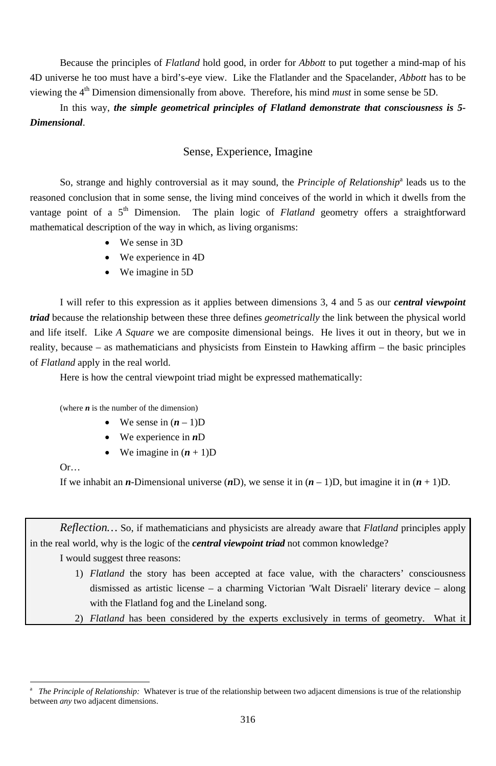Because the principles of *Flatland* hold good, in order for *Abbott* to put together a mind-map of his 4D universe he too must have a bird's-eye view. Like the Flatlander and the Spacelander, *Abbott* has to be viewing the 4th Dimension dimensionally from above. Therefore, his mind *must* in some sense be 5D.

In this way, ***the simple geometrical principles of Flatland demonstrate that consciousness is 5-Dimensional***.

## Sense, Experience, Imagine

So, strange and highly controversial as it may sound, the *Principle of Relationship*[a] leads us to the reasoned conclusion that in some sense, the living mind conceives of the world in which it dwells from the vantage point of a 5th Dimension. The plain logic of *Flatland* geometry offers a straightforward mathematical description of the way in which, as living organisms:

- We sense in 3D
- We experience in 4D
- We imagine in 5D

I will refer to this expression as it applies between dimensions 3, 4 and 5 as our ***central viewpoint triad*** because the relationship between these three defines *geometrically* the link between the physical world and life itself. Like *A Square* we are composite dimensional beings. He lives it out in theory, but we in reality, because – as mathematicians and physicists from Einstein to Hawking affirm – the basic principles of *Flatland* apply in the real world.

Here is how the central viewpoint triad might be expressed mathematically:

(where ***n*** is the number of the dimension)

- We sense in ($n$ – 1)D
- We experience in $n$D
- We imagine in ($n$ + 1)D

Or…

If we inhabit an $n$-Dimensional universe ($n$D), we sense it in ($n$ – 1)D, but imagine it in ($n$ + 1)D.

> *Reflection…* So, if mathematicians and physicists are already aware that *Flatland* principles apply in the real world, why is the logic of the ***central viewpoint triad*** not common knowledge?
>
> I would suggest three reasons:
>
> 1) *Flatland* the story has been accepted at face value, with the characters' consciousness dismissed as artistic license – a charming Victorian 'Walt Disraeli' literary device – along with the Flatland fog and the Lineland song.
> 2) *Flatland* has been considered by the experts exclusively in terms of geometry. What it

[a] *The Principle of Relationship:* Whatever is true of the relationship between two adjacent dimensions is true of the relationship between *any* two adjacent dimensions.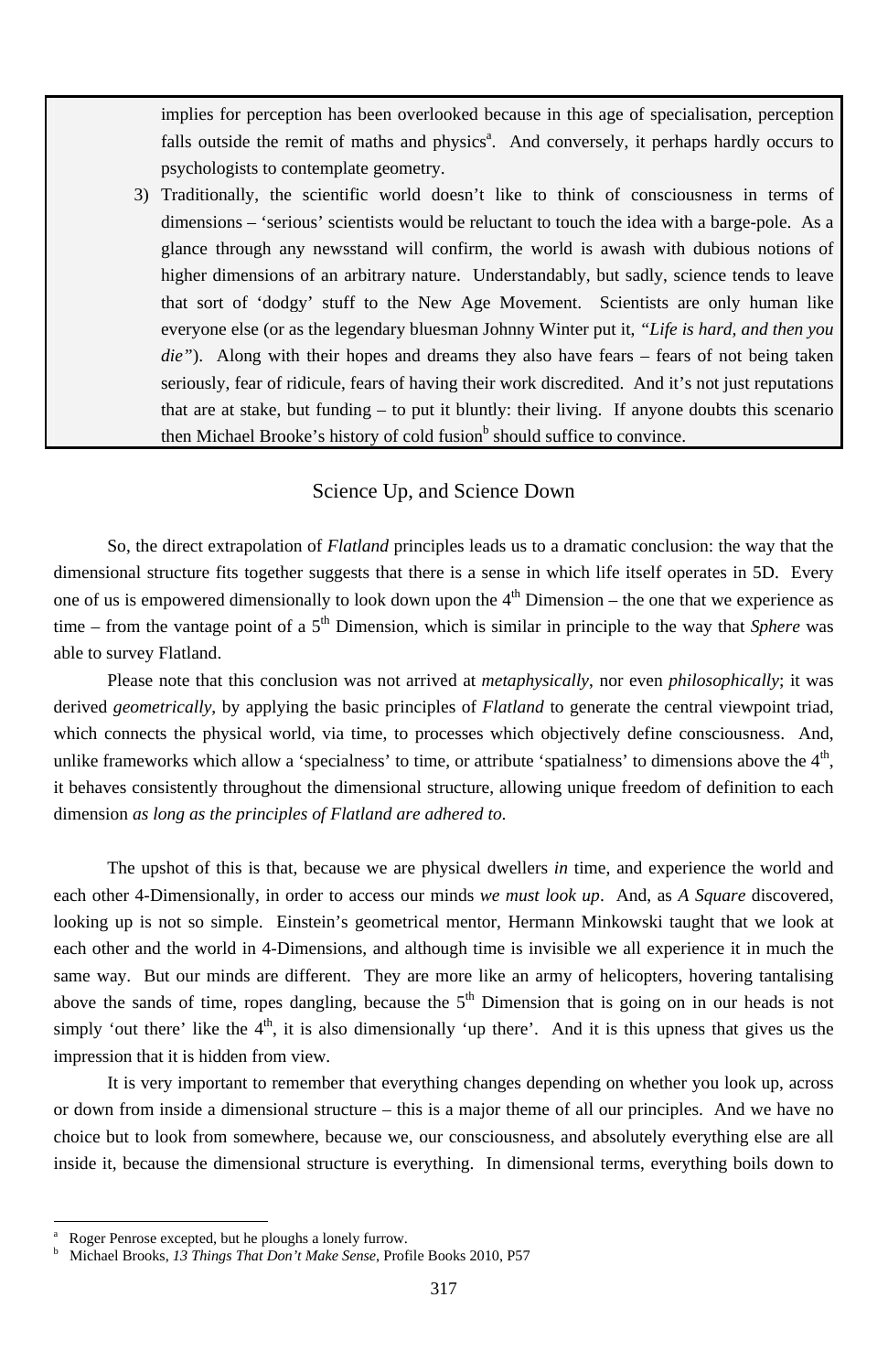implies for perception has been overlooked because in this age of specialisation, perception falls outside the remit of maths and physics[a]. And conversely, it perhaps hardly occurs to psychologists to contemplate geometry.

3) Traditionally, the scientific world doesn't like to think of consciousness in terms of dimensions – 'serious' scientists would be reluctant to touch the idea with a barge-pole. As a glance through any newsstand will confirm, the world is awash with dubious notions of higher dimensions of an arbitrary nature. Understandably, but sadly, science tends to leave that sort of 'dodgy' stuff to the New Age Movement. Scientists are only human like everyone else (or as the legendary bluesman Johnny Winter put it, *"Life is hard, and then you die"*). Along with their hopes and dreams they also have fears – fears of not being taken seriously, fear of ridicule, fears of having their work discredited. And it's not just reputations that are at stake, but funding – to put it bluntly: their living. If anyone doubts this scenario then Michael Brooke's history of cold fusion[b] should suffice to convince.

## Science Up, and Science Down

So, the direct extrapolation of *Flatland* principles leads us to a dramatic conclusion: the way that the dimensional structure fits together suggests that there is a sense in which life itself operates in 5D. Every one of us is empowered dimensionally to look down upon the 4th Dimension – the one that we experience as time – from the vantage point of a 5th Dimension, which is similar in principle to the way that *Sphere* was able to survey Flatland.

Please note that this conclusion was not arrived at *metaphysically*, nor even *philosophically*; it was derived *geometrically*, by applying the basic principles of *Flatland* to generate the central viewpoint triad, which connects the physical world, via time, to processes which objectively define consciousness. And, unlike frameworks which allow a 'specialness' to time, or attribute 'spatialness' to dimensions above the 4th, it behaves consistently throughout the dimensional structure, allowing unique freedom of definition to each dimension *as long as the principles of Flatland are adhered to.*

The upshot of this is that, because we are physical dwellers *in* time, and experience the world and each other 4-Dimensionally, in order to access our minds *we must look up*. And, as *A Square* discovered, looking up is not so simple. Einstein's geometrical mentor, Hermann Minkowski taught that we look at each other and the world in 4-Dimensions, and although time is invisible we all experience it in much the same way. But our minds are different. They are more like an army of helicopters, hovering tantalising above the sands of time, ropes dangling, because the 5th Dimension that is going on in our heads is not simply 'out there' like the 4th, it is also dimensionally 'up there'. And it is this upness that gives us the impression that it is hidden from view.

It is very important to remember that everything changes depending on whether you look up, across or down from inside a dimensional structure – this is a major theme of all our principles. And we have no choice but to look from somewhere, because we, our consciousness, and absolutely everything else are all inside it, because the dimensional structure is everything. In dimensional terms, everything boils down to

---

[a] Roger Penrose excepted, but he ploughs a lonely furrow.

[b] Michael Brooks, *13 Things That Don't Make Sense*, Profile Books 2010, P57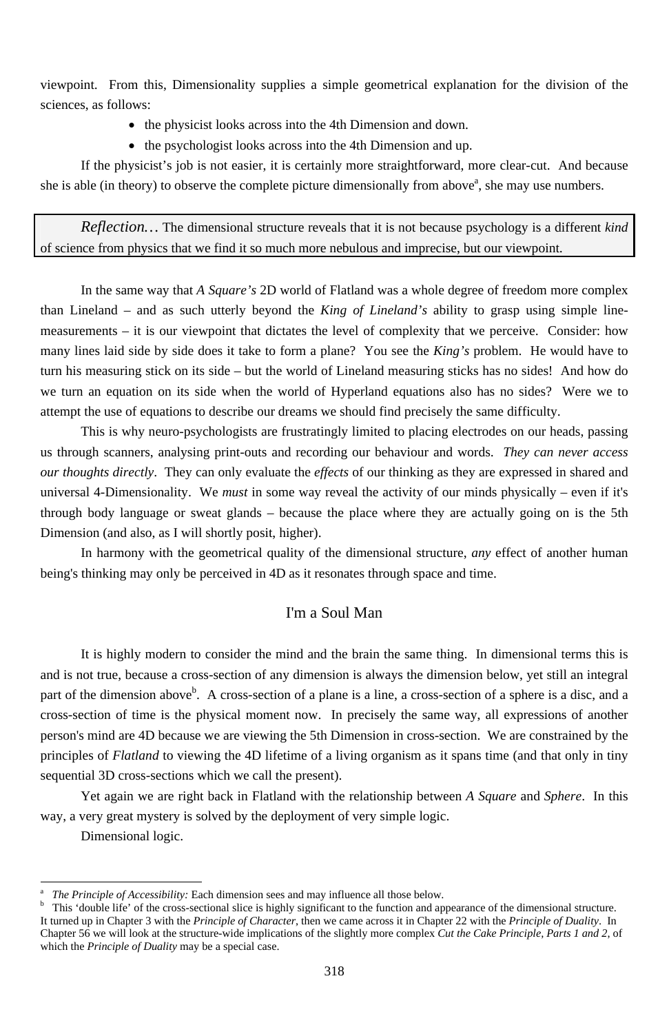viewpoint. From this, Dimensionality supplies a simple geometrical explanation for the division of the sciences, as follows:

- the physicist looks across into the 4th Dimension and down.
- the psychologist looks across into the 4th Dimension and up.

If the physicist's job is not easier, it is certainly more straightforward, more clear-cut. And because she is able (in theory) to observe the complete picture dimensionally from above[a], she may use numbers.

> *Reflection…* The dimensional structure reveals that it is not because psychology is a different *kind* of science from physics that we find it so much more nebulous and imprecise, but our viewpoint.

In the same way that *A Square's* 2D world of Flatland was a whole degree of freedom more complex than Lineland – and as such utterly beyond the *King of Lineland's* ability to grasp using simple line-measurements – it is our viewpoint that dictates the level of complexity that we perceive. Consider: how many lines laid side by side does it take to form a plane? You see the *King's* problem. He would have to turn his measuring stick on its side – but the world of Lineland measuring sticks has no sides! And how do we turn an equation on its side when the world of Hyperland equations also has no sides? Were we to attempt the use of equations to describe our dreams we should find precisely the same difficulty.

This is why neuro-psychologists are frustratingly limited to placing electrodes on our heads, passing us through scanners, analysing print-outs and recording our behaviour and words. *They can never access our thoughts directly*. They can only evaluate the *effects* of our thinking as they are expressed in shared and universal 4-Dimensionality. We *must* in some way reveal the activity of our minds physically – even if it's through body language or sweat glands – because the place where they are actually going on is the 5th Dimension (and also, as I will shortly posit, higher).

In harmony with the geometrical quality of the dimensional structure, *any* effect of another human being's thinking may only be perceived in 4D as it resonates through space and time.

## I'm a Soul Man

It is highly modern to consider the mind and the brain the same thing. In dimensional terms this is and is not true, because a cross-section of any dimension is always the dimension below, yet still an integral part of the dimension above[b]. A cross-section of a plane is a line, a cross-section of a sphere is a disc, and a cross-section of time is the physical moment now. In precisely the same way, all expressions of another person's mind are 4D because we are viewing the 5th Dimension in cross-section. We are constrained by the principles of *Flatland* to viewing the 4D lifetime of a living organism as it spans time (and that only in tiny sequential 3D cross-sections which we call the present).

Yet again we are right back in Flatland with the relationship between *A Square* and *Sphere*. In this way, a very great mystery is solved by the deployment of very simple logic.

Dimensional logic.

---

[a] *The Principle of Accessibility:* Each dimension sees and may influence all those below.

[b] This 'double life' of the cross-sectional slice is highly significant to the function and appearance of the dimensional structure. It turned up in Chapter 3 with the *Principle of Character*, then we came across it in Chapter 22 with the *Principle of Duality*. In Chapter 56 we will look at the structure-wide implications of the slightly more complex *Cut the Cake Principle, Parts 1 and 2*, of which the *Principle of Duality* may be a special case.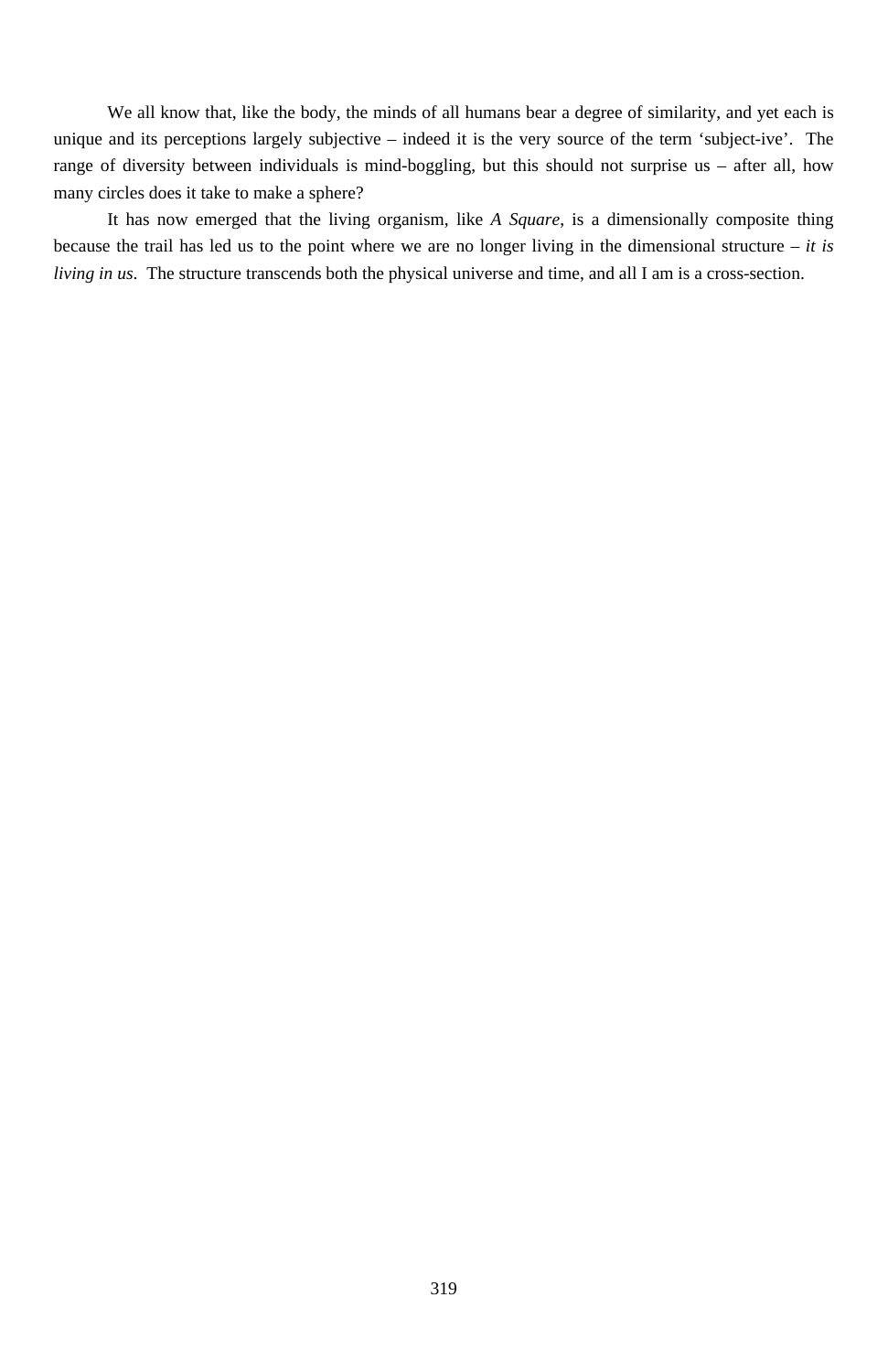We all know that, like the body, the minds of all humans bear a degree of similarity, and yet each is unique and its perceptions largely subjective – indeed it is the very source of the term 'subject-ive'. The range of diversity between individuals is mind-boggling, but this should not surprise us – after all, how many circles does it take to make a sphere?

It has now emerged that the living organism, like *A Square*, is a dimensionally composite thing because the trail has led us to the point where we are no longer living in the dimensional structure – *it is living in us*. The structure transcends both the physical universe and time, and all I am is a cross-section.